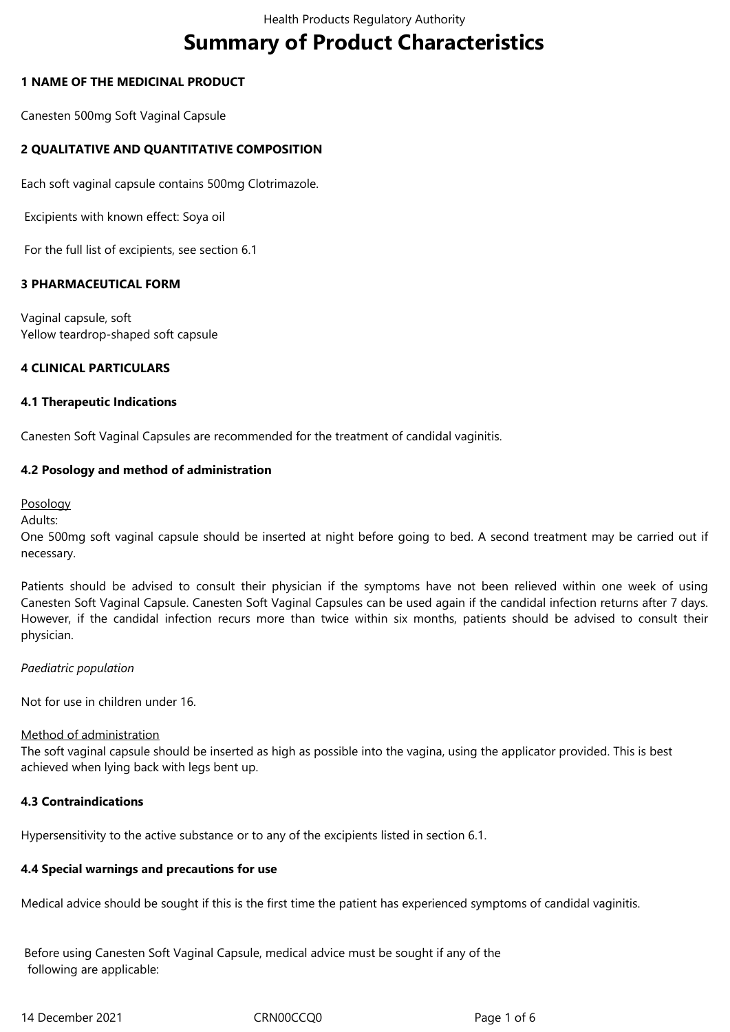# Summary of Product Characteristics

## 1 NAME OF THE MEDICINAL PRODUCT

Canesten 500mg Soft Vaginal Capsule

## 2 QUALITATIVE AND QUANTITATIVE COMPOSITION

Each soft vaginal capsule contains 500mg Clotrimazole.

Excipients with known effect: Soya oil

For the full list of excipients, see section 6.1

## 3 PHARMACEUTICAL FORM

Vaginal capsule, soft
Yellow teardrop-shaped soft capsule

## 4 CLINICAL PARTICULARS

### 4.1 Therapeutic Indications

Canesten Soft Vaginal Capsules are recommended for the treatment of candidal vaginitis.

### 4.2 Posology and method of administration

Posology

Adults:
One 500mg soft vaginal capsule should be inserted at night before going to bed. A second treatment may be carried out if necessary.

Patients should be advised to consult their physician if the symptoms have not been relieved within one week of using Canesten Soft Vaginal Capsule. Canesten Soft Vaginal Capsules can be used again if the candidal infection returns after 7 days. However, if the candidal infection recurs more than twice within six months, patients should be advised to consult their physician.

*Paediatric population*

Not for use in children under 16.

Method of administration

The soft vaginal capsule should be inserted as high as possible into the vagina, using the applicator provided. This is best achieved when lying back with legs bent up.

### 4.3 Contraindications

Hypersensitivity to the active substance or to any of the excipients listed in section 6.1.

### 4.4 Special warnings and precautions for use

Medical advice should be sought if this is the first time the patient has experienced symptoms of candidal vaginitis.

Before using Canesten Soft Vaginal Capsule, medical advice must be sought if any of the following are applicable: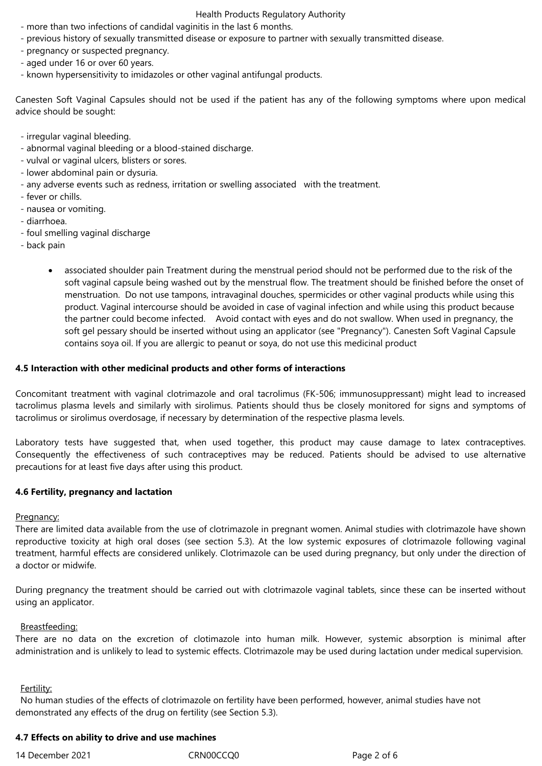- more than two infections of candidal vaginitis in the last 6 months.
- previous history of sexually transmitted disease or exposure to partner with sexually transmitted disease.
- pregnancy or suspected pregnancy.
- aged under 16 or over 60 years.
- known hypersensitivity to imidazoles or other vaginal antifungal products.

Canesten Soft Vaginal Capsules should not be used if the patient has any of the following symptoms where upon medical advice should be sought:

- irregular vaginal bleeding.
- abnormal vaginal bleeding or a blood-stained discharge.
- vulval or vaginal ulcers, blisters or sores.
- lower abdominal pain or dysuria.
- any adverse events such as redness, irritation or swelling associated with the treatment.
- fever or chills.
- nausea or vomiting.
- diarrhoea.
- foul smelling vaginal discharge
- back pain

  - associated shoulder pain Treatment during the menstrual period should not be performed due to the risk of the soft vaginal capsule being washed out by the menstrual flow. The treatment should be finished before the onset of menstruation. Do not use tampons, intravaginal douches, spermicides or other vaginal products while using this product. Vaginal intercourse should be avoided in case of vaginal infection and while using this product because the partner could become infected. Avoid contact with eyes and do not swallow. When used in pregnancy, the soft gel pessary should be inserted without using an applicator (see "Pregnancy"). Canesten Soft Vaginal Capsule contains soya oil. If you are allergic to peanut or soya, do not use this medicinal product

**4.5 Interaction with other medicinal products and other forms of interactions**

Concomitant treatment with vaginal clotrimazole and oral tacrolimus (FK-506; immunosuppressant) might lead to increased tacrolimus plasma levels and similarly with sirolimus. Patients should thus be closely monitored for signs and symptoms of tacrolimus or sirolimus overdosage, if necessary by determination of the respective plasma levels.

Laboratory tests have suggested that, when used together, this product may cause damage to latex contraceptives. Consequently the effectiveness of such contraceptives may be reduced. Patients should be advised to use alternative precautions for at least five days after using this product.

**4.6 Fertility, pregnancy and lactation**

Pregnancy:

There are limited data available from the use of clotrimazole in pregnant women. Animal studies with clotrimazole have shown reproductive toxicity at high oral doses (see section 5.3). At the low systemic exposures of clotrimazole following vaginal treatment, harmful effects are considered unlikely. Clotrimazole can be used during pregnancy, but only under the direction of a doctor or midwife.

During pregnancy the treatment should be carried out with clotrimazole vaginal tablets, since these can be inserted without using an applicator.

Breastfeeding:

There are no data on the excretion of clotimazole into human milk. However, systemic absorption is minimal after administration and is unlikely to lead to systemic effects. Clotrimazole may be used during lactation under medical supervision.

Fertility:

No human studies of the effects of clotrimazole on fertility have been performed, however, animal studies have not demonstrated any effects of the drug on fertility (see Section 5.3).

**4.7 Effects on ability to drive and use machines**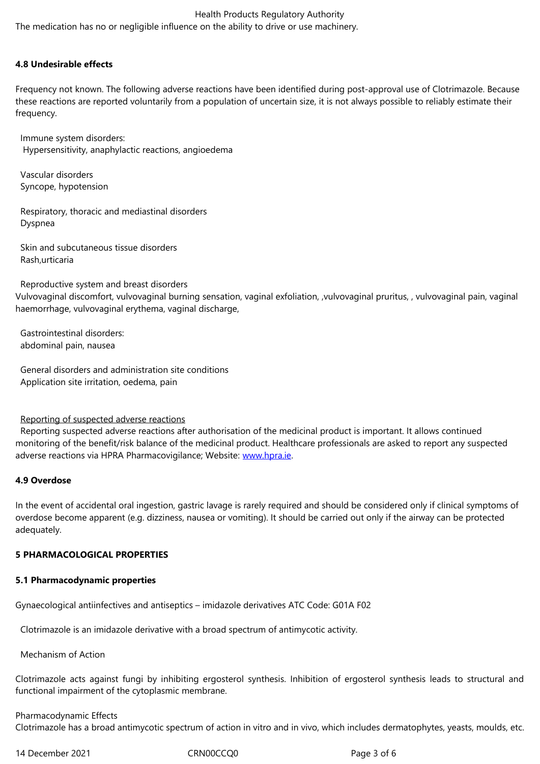The medication has no or negligible influence on the ability to drive or use machinery.

**4.8 Undesirable effects**

Frequency not known. The following adverse reactions have been identified during post-approval use of Clotrimazole. Because these reactions are reported voluntarily from a population of uncertain size, it is not always possible to reliably estimate their frequency.

Immune system disorders:
Hypersensitivity, anaphylactic reactions, angioedema

Vascular disorders
Syncope, hypotension

Respiratory, thoracic and mediastinal disorders
Dyspnea

Skin and subcutaneous tissue disorders
Rash,urticaria

Reproductive system and breast disorders
Vulvovaginal discomfort, vulvovaginal burning sensation, vaginal exfoliation, ,vulvovaginal pruritus, , vulvovaginal pain, vaginal haemorrhage, vulvovaginal erythema, vaginal discharge,

Gastrointestinal disorders:
abdominal pain, nausea

General disorders and administration site conditions
Application site irritation, oedema, pain

Reporting of suspected adverse reactions
Reporting suspected adverse reactions after authorisation of the medicinal product is important. It allows continued monitoring of the benefit/risk balance of the medicinal product. Healthcare professionals are asked to report any suspected adverse reactions via HPRA Pharmacovigilance; Website: www.hpra.ie.

**4.9 Overdose**

In the event of accidental oral ingestion, gastric lavage is rarely required and should be considered only if clinical symptoms of overdose become apparent (e.g. dizziness, nausea or vomiting). It should be carried out only if the airway can be protected adequately.

**5 PHARMACOLOGICAL PROPERTIES**

**5.1 Pharmacodynamic properties**

Gynaecological antiinfectives and antiseptics – imidazole derivatives ATC Code: G01A F02

Clotrimazole is an imidazole derivative with a broad spectrum of antimycotic activity.

Mechanism of Action

Clotrimazole acts against fungi by inhibiting ergosterol synthesis. Inhibition of ergosterol synthesis leads to structural and functional impairment of the cytoplasmic membrane.

Pharmacodynamic Effects
Clotrimazole has a broad antimycotic spectrum of action in vitro and in vivo, which includes dermatophytes, yeasts, moulds, etc.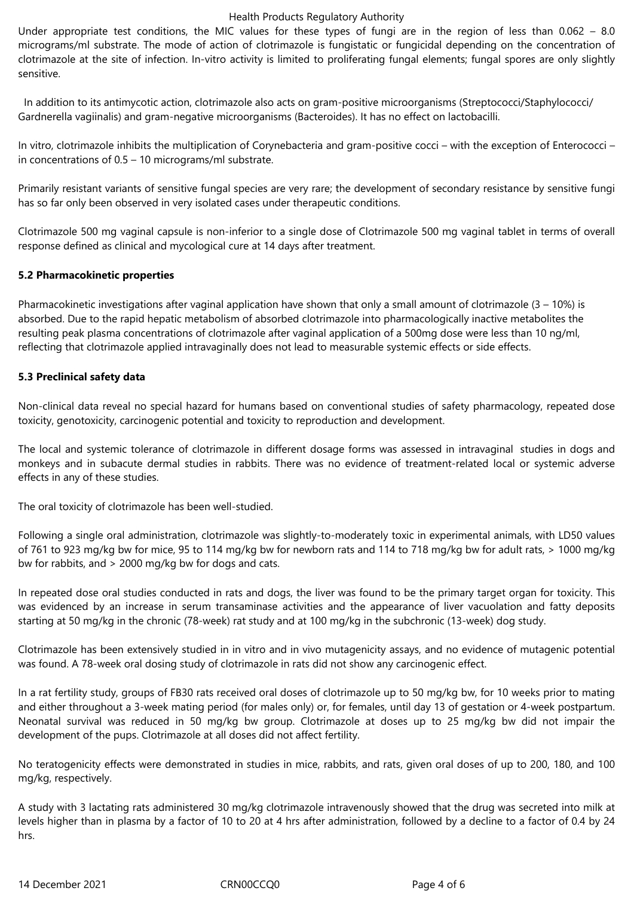Under appropriate test conditions, the MIC values for these types of fungi are in the region of less than 0.062 – 8.0 micrograms/ml substrate. The mode of action of clotrimazole is fungistatic or fungicidal depending on the concentration of clotrimazole at the site of infection. In-vitro activity is limited to proliferating fungal elements; fungal spores are only slightly sensitive.

In addition to its antimycotic action, clotrimazole also acts on gram-positive microorganisms (Streptococci/Staphylococci/ Gardnerella vagiinalis) and gram-negative microorganisms (Bacteroides). It has no effect on lactobacilli.

In vitro, clotrimazole inhibits the multiplication of Corynebacteria and gram-positive cocci – with the exception of Enterococci – in concentrations of 0.5 – 10 micrograms/ml substrate.

Primarily resistant variants of sensitive fungal species are very rare; the development of secondary resistance by sensitive fungi has so far only been observed in very isolated cases under therapeutic conditions.

Clotrimazole 500 mg vaginal capsule is non-inferior to a single dose of Clotrimazole 500 mg vaginal tablet in terms of overall response defined as clinical and mycological cure at 14 days after treatment.

**5.2 Pharmacokinetic properties**

Pharmacokinetic investigations after vaginal application have shown that only a small amount of clotrimazole (3 – 10%) is absorbed. Due to the rapid hepatic metabolism of absorbed clotrimazole into pharmacologically inactive metabolites the resulting peak plasma concentrations of clotrimazole after vaginal application of a 500mg dose were less than 10 ng/ml, reflecting that clotrimazole applied intravaginally does not lead to measurable systemic effects or side effects.

**5.3 Preclinical safety data**

Non-clinical data reveal no special hazard for humans based on conventional studies of safety pharmacology, repeated dose toxicity, genotoxicity, carcinogenic potential and toxicity to reproduction and development.

The local and systemic tolerance of clotrimazole in different dosage forms was assessed in intravaginal studies in dogs and monkeys and in subacute dermal studies in rabbits. There was no evidence of treatment-related local or systemic adverse effects in any of these studies.

The oral toxicity of clotrimazole has been well-studied.

Following a single oral administration, clotrimazole was slightly-to-moderately toxic in experimental animals, with LD50 values of 761 to 923 mg/kg bw for mice, 95 to 114 mg/kg bw for newborn rats and 114 to 718 mg/kg bw for adult rats, > 1000 mg/kg bw for rabbits, and > 2000 mg/kg bw for dogs and cats.

In repeated dose oral studies conducted in rats and dogs, the liver was found to be the primary target organ for toxicity. This was evidenced by an increase in serum transaminase activities and the appearance of liver vacuolation and fatty deposits starting at 50 mg/kg in the chronic (78-week) rat study and at 100 mg/kg in the subchronic (13-week) dog study.

Clotrimazole has been extensively studied in in vitro and in vivo mutagenicity assays, and no evidence of mutagenic potential was found. A 78-week oral dosing study of clotrimazole in rats did not show any carcinogenic effect.

In a rat fertility study, groups of FB30 rats received oral doses of clotrimazole up to 50 mg/kg bw, for 10 weeks prior to mating and either throughout a 3-week mating period (for males only) or, for females, until day 13 of gestation or 4-week postpartum. Neonatal survival was reduced in 50 mg/kg bw group. Clotrimazole at doses up to 25 mg/kg bw did not impair the development of the pups. Clotrimazole at all doses did not affect fertility.

No teratogenicity effects were demonstrated in studies in mice, rabbits, and rats, given oral doses of up to 200, 180, and 100 mg/kg, respectively.

A study with 3 lactating rats administered 30 mg/kg clotrimazole intravenously showed that the drug was secreted into milk at levels higher than in plasma by a factor of 10 to 20 at 4 hrs after administration, followed by a decline to a factor of 0.4 by 24 hrs.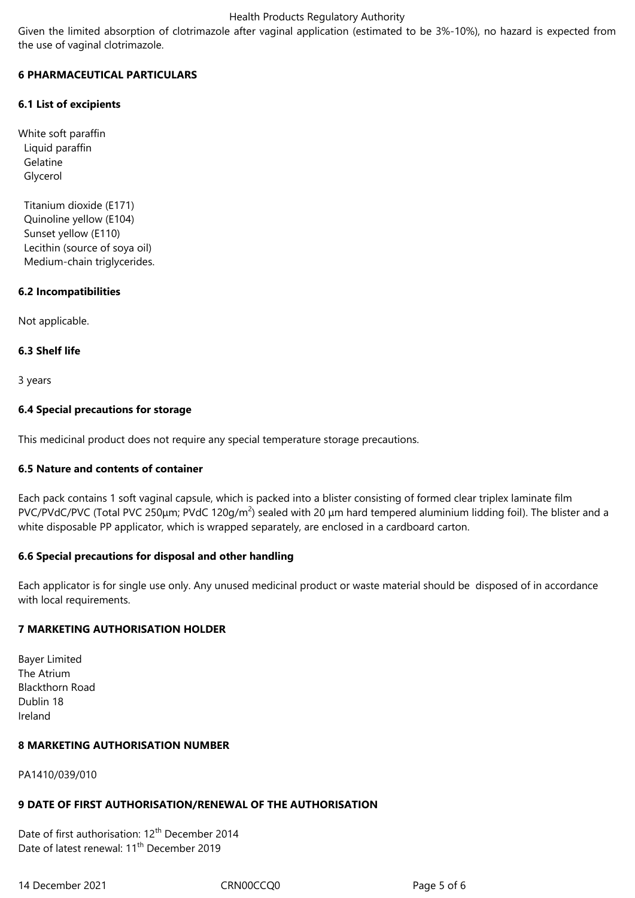Given the limited absorption of clotrimazole after vaginal application (estimated to be 3%-10%), no hazard is expected from the use of vaginal clotrimazole.

## 6 PHARMACEUTICAL PARTICULARS

### 6.1 List of excipients

White soft paraffin
Liquid paraffin
Gelatine
Glycerol

Titanium dioxide (E171)
Quinoline yellow (E104)
Sunset yellow (E110)
Lecithin (source of soya oil)
Medium-chain triglycerides.

### 6.2 Incompatibilities

Not applicable.

### 6.3 Shelf life

3 years

### 6.4 Special precautions for storage

This medicinal product does not require any special temperature storage precautions.

### 6.5 Nature and contents of container

Each pack contains 1 soft vaginal capsule, which is packed into a blister consisting of formed clear triplex laminate film PVC/PVdC/PVC (Total PVC 250µm; PVdC 120g/$m^2$) sealed with 20 µm hard tempered aluminium lidding foil). The blister and a white disposable PP applicator, which is wrapped separately, are enclosed in a cardboard carton.

### 6.6 Special precautions for disposal and other handling

Each applicator is for single use only. Any unused medicinal product or waste material should be disposed of in accordance with local requirements.

## 7 MARKETING AUTHORISATION HOLDER

Bayer Limited
The Atrium
Blackthorn Road
Dublin 18
Ireland

## 8 MARKETING AUTHORISATION NUMBER

PA1410/039/010

## 9 DATE OF FIRST AUTHORISATION/RENEWAL OF THE AUTHORISATION

Date of first authorisation: 12th December 2014
Date of latest renewal: 11th December 2019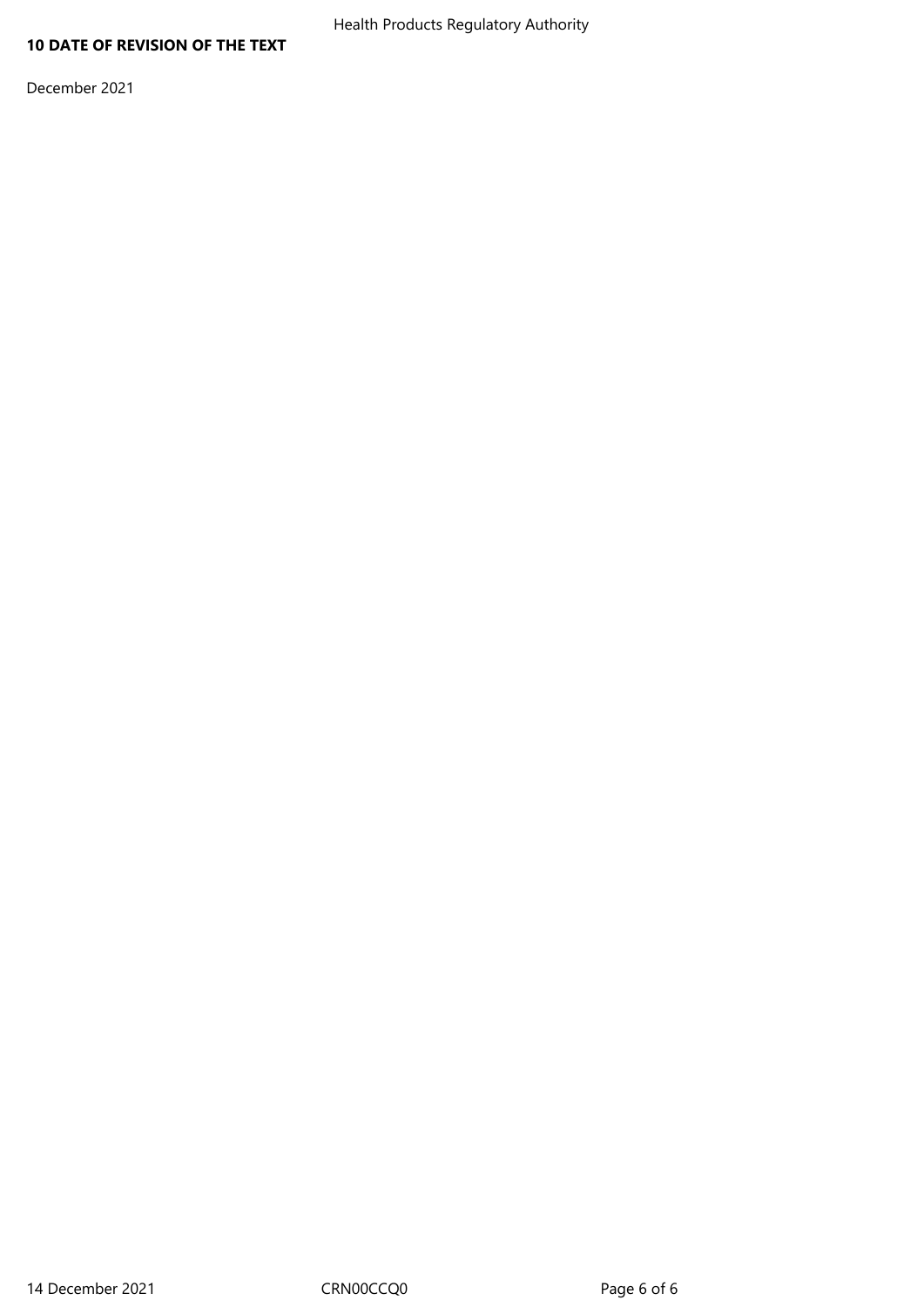## 10 DATE OF REVISION OF THE TEXT

December 2021